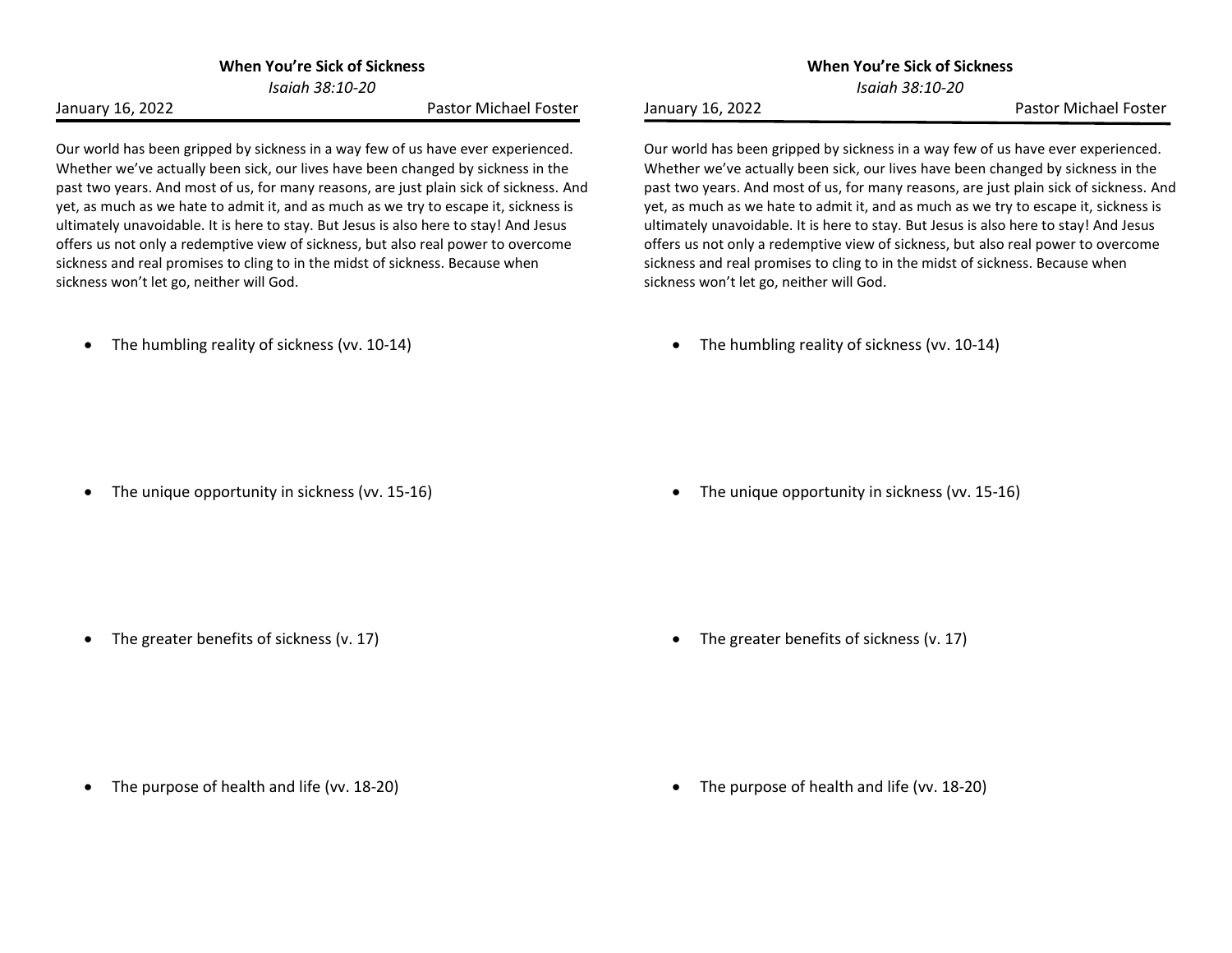**When You're Sick of Sickness**

*Isaiah 38:10-20*

January 16, 2022 Pastor Michael Foster

Our world has been gripped by sickness in a way few of us have ever experienced. Whether we've actually been sick, our lives have been changed by sickness in the past two years. And most of us, for many reasons, are just plain sick of sickness. And yet, as much as we hate to admit it, and as much as we try to escape it, sickness is ultimately unavoidable. It is here to stay. But Jesus is also here to stay! And Jesus offers us not only a redemptive view of sickness, but also real power to overcome sickness and real promises to cling to in the midst of sickness. Because when sickness won't let go, neither will God.

- The humbling reality of sickness (vv. 10-14)

- The unique opportunity in sickness (vv. 15-16)

- The greater benefits of sickness (v. 17)

- The purpose of health and life (vv. 18-20)

---

**When You're Sick of Sickness**

*Isaiah 38:10-20*

January 16, 2022 Pastor Michael Foster

Our world has been gripped by sickness in a way few of us have ever experienced. Whether we've actually been sick, our lives have been changed by sickness in the past two years. And most of us, for many reasons, are just plain sick of sickness. And yet, as much as we hate to admit it, and as much as we try to escape it, sickness is ultimately unavoidable. It is here to stay. But Jesus is also here to stay! And Jesus offers us not only a redemptive view of sickness, but also real power to overcome sickness and real promises to cling to in the midst of sickness. Because when sickness won't let go, neither will God.

- The humbling reality of sickness (vv. 10-14)

- The unique opportunity in sickness (vv. 15-16)

- The greater benefits of sickness (v. 17)

- The purpose of health and life (vv. 18-20)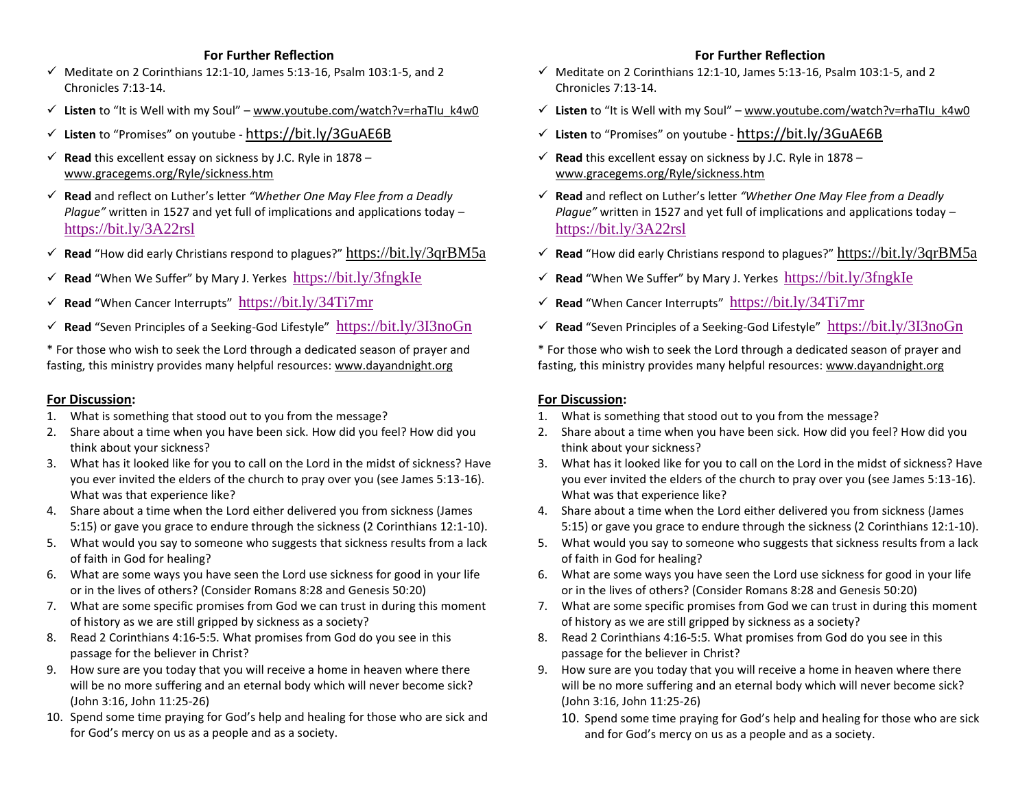## For Further Reflection

- ✓ Meditate on 2 Corinthians 12:1-10, James 5:13-16, Psalm 103:1-5, and 2 Chronicles 7:13-14.
- ✓ **Listen** to "It is Well with my Soul" – www.youtube.com/watch?v=rhaTIu_k4w0
- ✓ **Listen** to "Promises" on youtube - https://bit.ly/3GuAE6B
- ✓ **Read** this excellent essay on sickness by J.C. Ryle in 1878 – www.gracegems.org/Ryle/sickness.htm
- ✓ **Read** and reflect on Luther's letter *"Whether One May Flee from a Deadly Plague"* written in 1527 and yet full of implications and applications today – https://bit.ly/3A22rsl
- ✓ **Read** "How did early Christians respond to plagues?" https://bit.ly/3qrBM5a
- ✓ **Read** "When We Suffer" by Mary J. Yerkes https://bit.ly/3fngkIe
- ✓ **Read** "When Cancer Interrupts" https://bit.ly/34Ti7mr
- ✓ **Read** "Seven Principles of a Seeking-God Lifestyle" https://bit.ly/3I3noGn

* For those who wish to seek the Lord through a dedicated season of prayer and fasting, this ministry provides many helpful resources: www.dayandnight.org

**For Discussion:**

1. What is something that stood out to you from the message?
2. Share about a time when you have been sick. How did you feel? How did you think about your sickness?
3. What has it looked like for you to call on the Lord in the midst of sickness? Have you ever invited the elders of the church to pray over you (see James 5:13-16). What was that experience like?
4. Share about a time when the Lord either delivered you from sickness (James 5:15) or gave you grace to endure through the sickness (2 Corinthians 12:1-10).
5. What would you say to someone who suggests that sickness results from a lack of faith in God for healing?
6. What are some ways you have seen the Lord use sickness for good in your life or in the lives of others? (Consider Romans 8:28 and Genesis 50:20)
7. What are some specific promises from God we can trust in during this moment of history as we are still gripped by sickness as a society?
8. Read 2 Corinthians 4:16-5:5. What promises from God do you see in this passage for the believer in Christ?
9. How sure are you today that you will receive a home in heaven where there will be no more suffering and an eternal body which will never become sick? (John 3:16, John 11:25-26)
10. Spend some time praying for God's help and healing for those who are sick and for God's mercy on us as a people and as a society.

## For Further Reflection

- ✓ Meditate on 2 Corinthians 12:1-10, James 5:13-16, Psalm 103:1-5, and 2 Chronicles 7:13-14.
- ✓ **Listen** to "It is Well with my Soul" – www.youtube.com/watch?v=rhaTIu_k4w0
- ✓ **Listen** to "Promises" on youtube - https://bit.ly/3GuAE6B
- ✓ **Read** this excellent essay on sickness by J.C. Ryle in 1878 – www.gracegems.org/Ryle/sickness.htm
- ✓ **Read** and reflect on Luther's letter *"Whether One May Flee from a Deadly Plague"* written in 1527 and yet full of implications and applications today – https://bit.ly/3A22rsl
- ✓ **Read** "How did early Christians respond to plagues?" https://bit.ly/3qrBM5a
- ✓ **Read** "When We Suffer" by Mary J. Yerkes https://bit.ly/3fngkIe
- ✓ **Read** "When Cancer Interrupts" https://bit.ly/34Ti7mr
- ✓ **Read** "Seven Principles of a Seeking-God Lifestyle" https://bit.ly/3I3noGn

* For those who wish to seek the Lord through a dedicated season of prayer and fasting, this ministry provides many helpful resources: www.dayandnight.org

**For Discussion:**

1. What is something that stood out to you from the message?
2. Share about a time when you have been sick. How did you feel? How did you think about your sickness?
3. What has it looked like for you to call on the Lord in the midst of sickness? Have you ever invited the elders of the church to pray over you (see James 5:13-16). What was that experience like?
4. Share about a time when the Lord either delivered you from sickness (James 5:15) or gave you grace to endure through the sickness (2 Corinthians 12:1-10).
5. What would you say to someone who suggests that sickness results from a lack of faith in God for healing?
6. What are some ways you have seen the Lord use sickness for good in your life or in the lives of others? (Consider Romans 8:28 and Genesis 50:20)
7. What are some specific promises from God we can trust in during this moment of history as we are still gripped by sickness as a society?
8. Read 2 Corinthians 4:16-5:5. What promises from God do you see in this passage for the believer in Christ?
9. How sure are you today that you will receive a home in heaven where there will be no more suffering and an eternal body which will never become sick? (John 3:16, John 11:25-26)
10. Spend some time praying for God's help and healing for those who are sick and for God's mercy on us as a people and as a society.